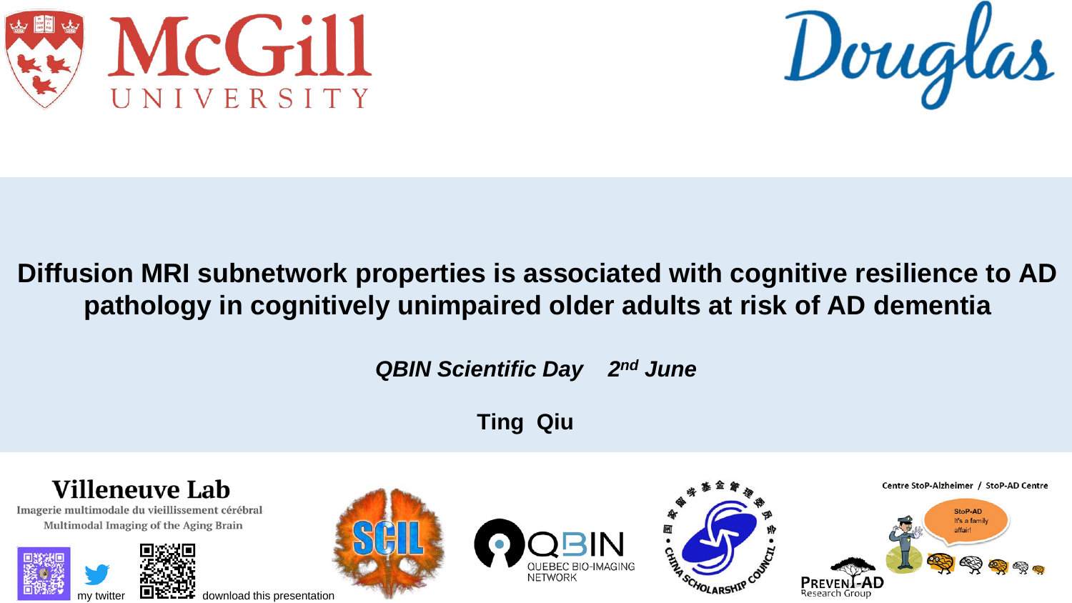McGill UNIVERSITY

Douglas

# Diffusion MRI subnetwork properties is associated with cognitive resilience to AD pathology in cognitively unimpaired older adults at risk of AD dementia

*QBIN Scientific Day 2nd June*

**Ting Qiu**

Villeneuve Lab

Imagerie multimodale du vieillissement cérébral

Multimodal Imaging of the Aging Brain

my twitter

download this presentation

SCIL

QBIN QUEBEC BIO-IMAGING NETWORK

国家留学基金管理委员会 • CHINA SCHOLARSHIP COUNCIL •

Centre StoP-Alzheimer / StoP-AD Centre

StoP-AD It's a family affair!

PREVENT-AD Research Group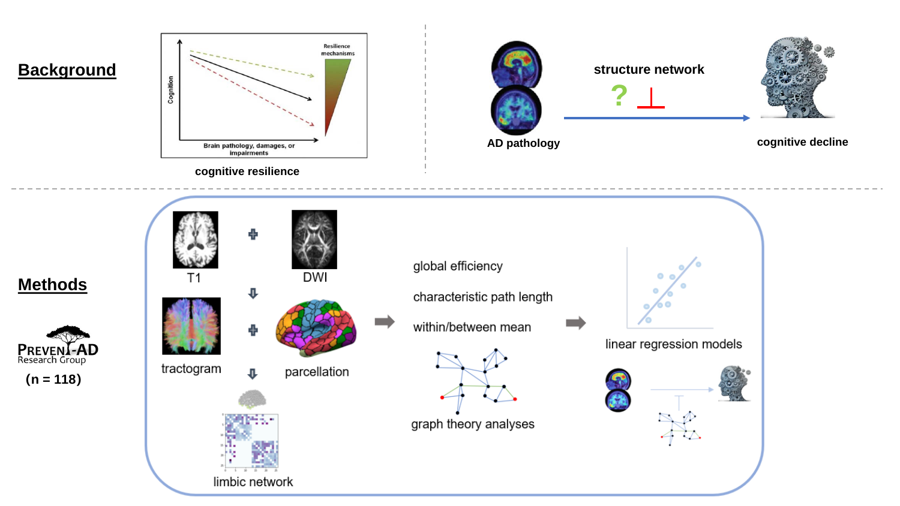## Background

cognitive resilience

Cognition

Brain pathology, damages, or impairments

Resilience mechanisms

AD pathology

structure network

?

cognitive decline

## Methods

PREVENT-AD Research Group

(n = 118)

T1

DWI

tractogram

parcellation

limbic network

global efficiency

characteristic path length

within/between mean

graph theory analyses

linear regression models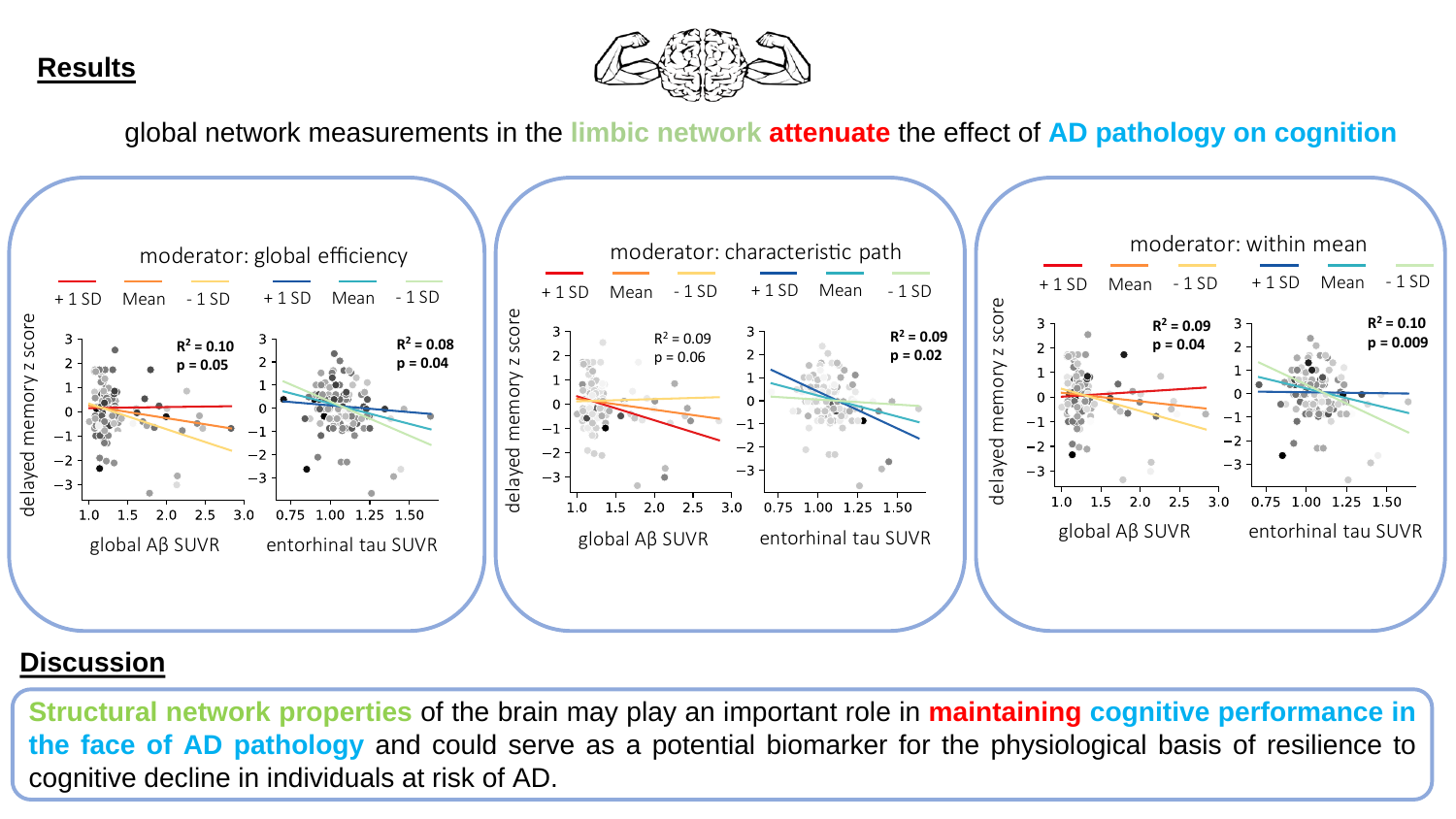## Results

global network measurements in the limbic network attenuate the effect of AD pathology on cognition

moderator: global efficiency

+1 SD Mean - 1 SD +1 SD Mean - 1 SD

delayed memory z score

$R^2 = 0.10$
$p = 0.05$

$R^2 = 0.08$
$p = 0.04$

global Aβ SUVR

entorhinal tau SUVR

moderator: characteristic path

+1 SD Mean - 1 SD +1 SD Mean - 1 SD

delayed memory z score

$R^2 = 0.09$
$p = 0.06$

$R^2 = 0.09$
$p = 0.02$

global Aβ SUVR

entorhinal tau SUVR

moderator: within mean

+1 SD Mean - 1 SD +1 SD Mean - 1 SD

delayed memory z score

$R^2 = 0.09$
$p = 0.04$

$R^2 = 0.10$
$p = 0.009$

global Aβ SUVR

entorhinal tau SUVR

## Discussion

Structural network properties of the brain may play an important role in maintaining cognitive performance in the face of AD pathology and could serve as a potential biomarker for the physiological basis of resilience to cognitive decline in individuals at risk of AD.